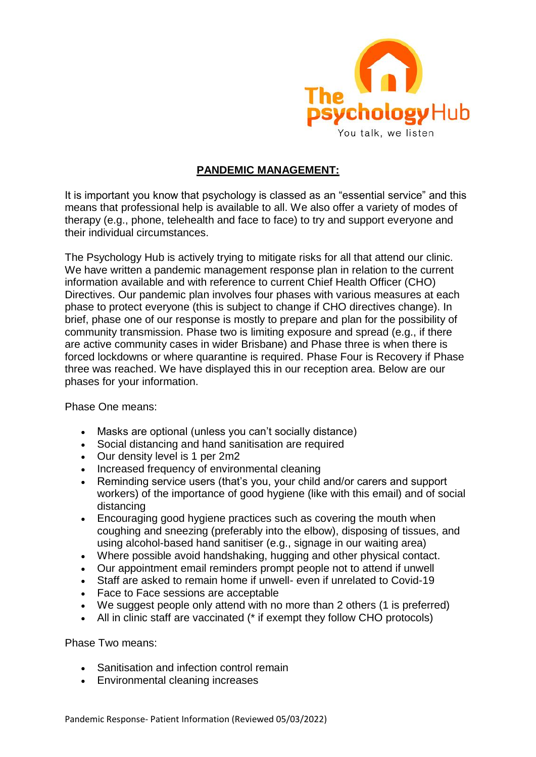The psychology Hub
You talk, we listen

# PANDEMIC MANAGEMENT:

It is important you know that psychology is classed as an "essential service" and this means that professional help is available to all. We also offer a variety of modes of therapy (e.g., phone, telehealth and face to face) to try and support everyone and their individual circumstances.

The Psychology Hub is actively trying to mitigate risks for all that attend our clinic. We have written a pandemic management response plan in relation to the current information available and with reference to current Chief Health Officer (CHO) Directives. Our pandemic plan involves four phases with various measures at each phase to protect everyone (this is subject to change if CHO directives change). In brief, phase one of our response is mostly to prepare and plan for the possibility of community transmission. Phase two is limiting exposure and spread (e.g., if there are active community cases in wider Brisbane) and Phase three is when there is forced lockdowns or where quarantine is required. Phase Four is Recovery if Phase three was reached. We have displayed this in our reception area. Below are our phases for your information.

Phase One means:

- Masks are optional (unless you can't socially distance)
- Social distancing and hand sanitisation are required
- Our density level is 1 per 2m2
- Increased frequency of environmental cleaning
- Reminding service users (that's you, your child and/or carers and support workers) of the importance of good hygiene (like with this email) and of social distancing
- Encouraging good hygiene practices such as covering the mouth when coughing and sneezing (preferably into the elbow), disposing of tissues, and using alcohol-based hand sanitiser (e.g., signage in our waiting area)
- Where possible avoid handshaking, hugging and other physical contact.
- Our appointment email reminders prompt people not to attend if unwell
- Staff are asked to remain home if unwell- even if unrelated to Covid-19
- Face to Face sessions are acceptable
- We suggest people only attend with no more than 2 others (1 is preferred)
- All in clinic staff are vaccinated (* if exempt they follow CHO protocols)

Phase Two means:

- Sanitisation and infection control remain
- Environmental cleaning increases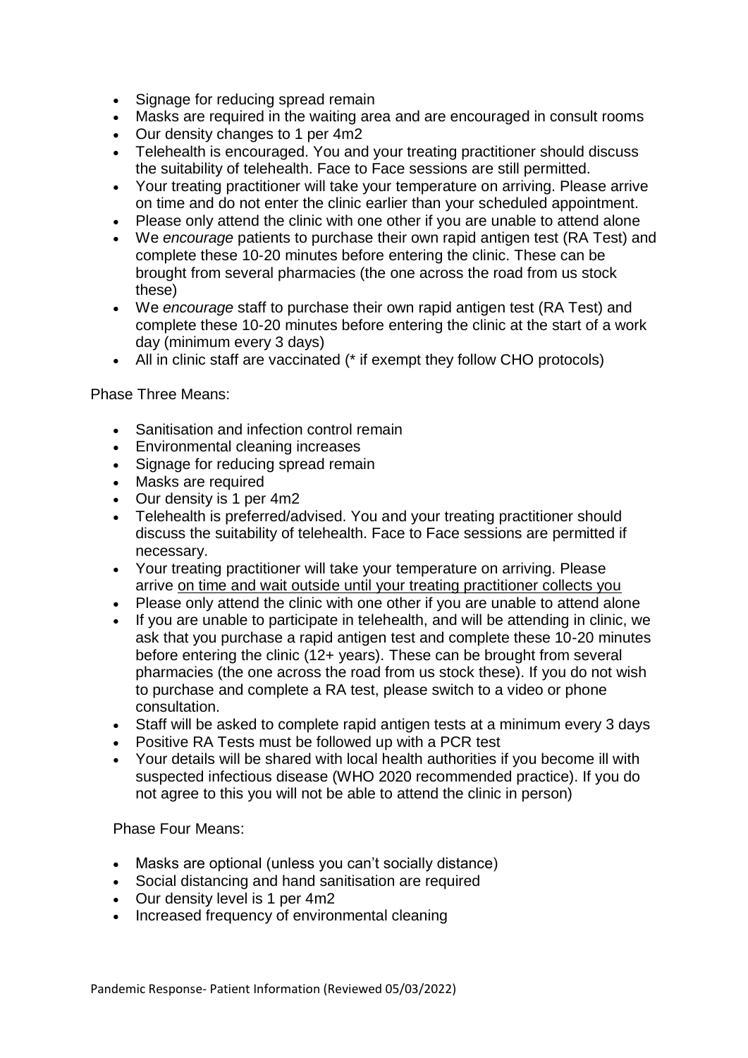- Signage for reducing spread remain
- Masks are required in the waiting area and are encouraged in consult rooms
- Our density changes to 1 per 4m2
- Telehealth is encouraged. You and your treating practitioner should discuss the suitability of telehealth. Face to Face sessions are still permitted.
- Your treating practitioner will take your temperature on arriving. Please arrive on time and do not enter the clinic earlier than your scheduled appointment.
- Please only attend the clinic with one other if you are unable to attend alone
- We *encourage* patients to purchase their own rapid antigen test (RA Test) and complete these 10-20 minutes before entering the clinic. These can be brought from several pharmacies (the one across the road from us stock these)
- We *encourage* staff to purchase their own rapid antigen test (RA Test) and complete these 10-20 minutes before entering the clinic at the start of a work day (minimum every 3 days)
- All in clinic staff are vaccinated (* if exempt they follow CHO protocols)

Phase Three Means:

- Sanitisation and infection control remain
- Environmental cleaning increases
- Signage for reducing spread remain
- Masks are required
- Our density is 1 per 4m2
- Telehealth is preferred/advised. You and your treating practitioner should discuss the suitability of telehealth. Face to Face sessions are permitted if necessary.
- Your treating practitioner will take your temperature on arriving. Please arrive <u>on time and wait outside until your treating practitioner collects you</u>
- Please only attend the clinic with one other if you are unable to attend alone
- If you are unable to participate in telehealth, and will be attending in clinic, we ask that you purchase a rapid antigen test and complete these 10-20 minutes before entering the clinic (12+ years). These can be brought from several pharmacies (the one across the road from us stock these). If you do not wish to purchase and complete a RA test, please switch to a video or phone consultation.
- Staff will be asked to complete rapid antigen tests at a minimum every 3 days
- Positive RA Tests must be followed up with a PCR test
- Your details will be shared with local health authorities if you become ill with suspected infectious disease (WHO 2020 recommended practice). If you do not agree to this you will not be able to attend the clinic in person)

Phase Four Means:

- Masks are optional (unless you can't socially distance)
- Social distancing and hand sanitisation are required
- Our density level is 1 per 4m2
- Increased frequency of environmental cleaning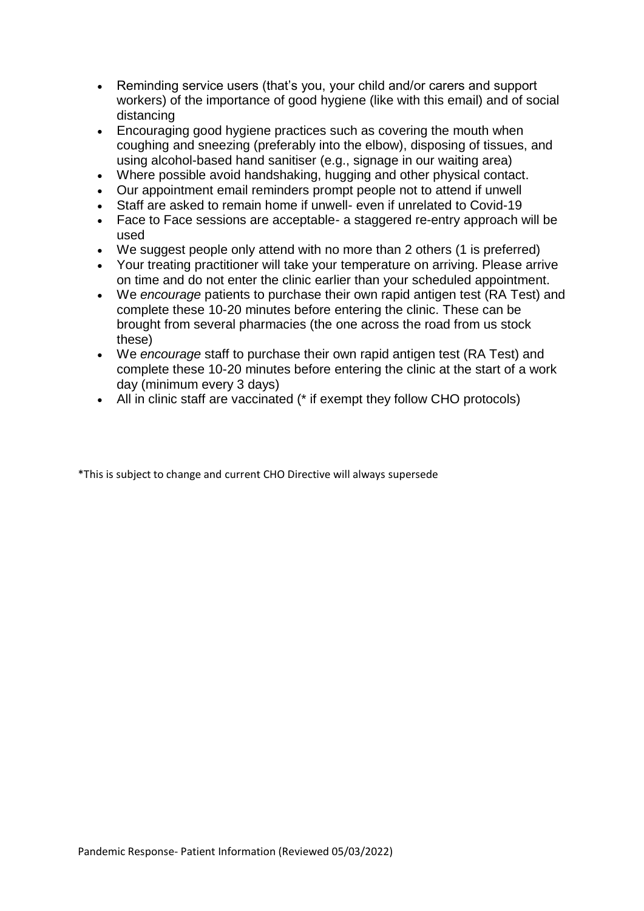- Reminding service users (that's you, your child and/or carers and support workers) of the importance of good hygiene (like with this email) and of social distancing
- Encouraging good hygiene practices such as covering the mouth when coughing and sneezing (preferably into the elbow), disposing of tissues, and using alcohol-based hand sanitiser (e.g., signage in our waiting area)
- Where possible avoid handshaking, hugging and other physical contact.
- Our appointment email reminders prompt people not to attend if unwell
- Staff are asked to remain home if unwell- even if unrelated to Covid-19
- Face to Face sessions are acceptable- a staggered re-entry approach will be used
- We suggest people only attend with no more than 2 others (1 is preferred)
- Your treating practitioner will take your temperature on arriving. Please arrive on time and do not enter the clinic earlier than your scheduled appointment.
- We *encourage* patients to purchase their own rapid antigen test (RA Test) and complete these 10-20 minutes before entering the clinic. These can be brought from several pharmacies (the one across the road from us stock these)
- We *encourage* staff to purchase their own rapid antigen test (RA Test) and complete these 10-20 minutes before entering the clinic at the start of a work day (minimum every 3 days)
- All in clinic staff are vaccinated (* if exempt they follow CHO protocols)

*This is subject to change and current CHO Directive will always supersede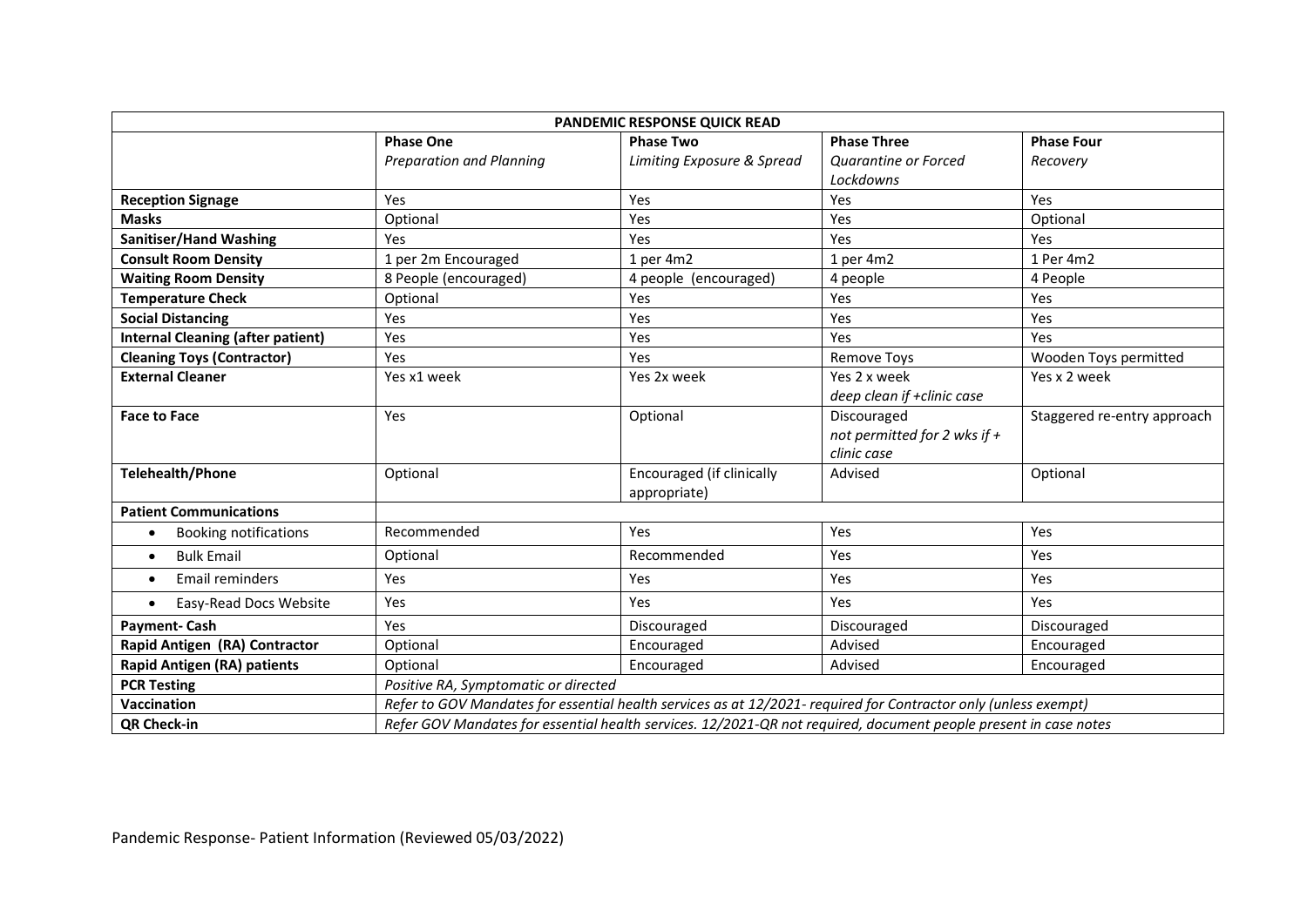| PANDEMIC RESPONSE QUICK READ | | | | |
|---|---|---|---|---|
| | **Phase One** *Preparation and Planning* | **Phase Two** *Limiting Exposure & Spread* | **Phase Three** *Quarantine or Forced Lockdowns* | **Phase Four** *Recovery* |
| **Reception Signage** | Yes | Yes | Yes | Yes |
| **Masks** | Optional | Yes | Yes | Optional |
| **Sanitiser/Hand Washing** | Yes | Yes | Yes | Yes |
| **Consult Room Density** | 1 per 2m Encouraged | 1 per 4m2 | 1 per 4m2 | 1 Per 4m2 |
| **Waiting Room Density** | 8 People (encouraged) | 4 people (encouraged) | 4 people | 4 People |
| **Temperature Check** | Optional | Yes | Yes | Yes |
| **Social Distancing** | Yes | Yes | Yes | Yes |
| **Internal Cleaning (after patient)** | Yes | Yes | Yes | Yes |
| **Cleaning Toys (Contractor)** | Yes | Yes | Remove Toys | Wooden Toys permitted |
| **External Cleaner** | Yes x1 week | Yes 2x week | Yes 2 x week *deep clean if +clinic case* | Yes x 2 week |
| **Face to Face** | Yes | Optional | Discouraged *not permitted for 2 wks if + clinic case* | Staggered re-entry approach |
| **Telehealth/Phone** | Optional | Encouraged (if clinically appropriate) | Advised | Optional |
| **Patient Communications** | | | | |
| • Booking notifications | Recommended | Yes | Yes | Yes |
| • Bulk Email | Optional | Recommended | Yes | Yes |
| • Email reminders | Yes | Yes | Yes | Yes |
| • Easy-Read Docs Website | Yes | Yes | Yes | Yes |
| **Payment- Cash** | Yes | Discouraged | Discouraged | Discouraged |
| **Rapid Antigen (RA) Contractor** | Optional | Encouraged | Advised | Encouraged |
| **Rapid Antigen (RA) patients** | Optional | Encouraged | Advised | Encouraged |
| **PCR Testing** | *Positive RA, Symptomatic or directed* | | | |
| **Vaccination** | *Refer to GOV Mandates for essential health services as at 12/2021- required for Contractor only (unless exempt)* | | | |
| **QR Check-in** | *Refer GOV Mandates for essential health services. 12/2021-QR not required, document people present in case notes* | | | |

Pandemic Response- Patient Information (Reviewed 05/03/2022)